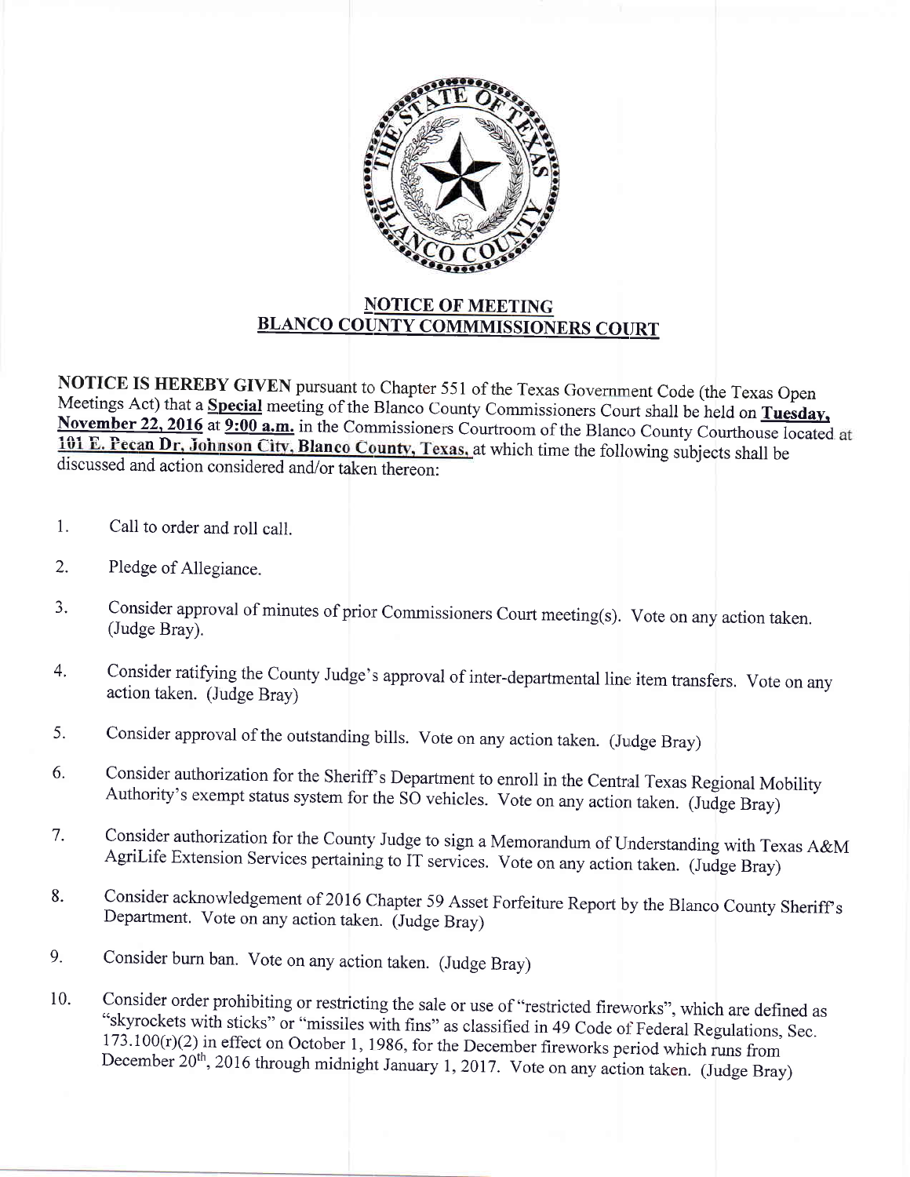## NOTICE OF MEETING
## BLANCO COUNTY COMMMISSIONERS COURT

**NOTICE IS HEREBY GIVEN** pursuant to Chapter 551 of the Texas Government Code (the Texas Open Meetings Act) that a **Special** meeting of the Blanco County Commissioners Court shall be held on **Tuesday, November 22, 2016** at **9:00 a.m.** in the Commissioners Courtroom of the Blanco County Courthouse located at **101 E. Pecan Dr, Johnson City, Blanco County, Texas,** at which time the following subjects shall be discussed and action considered and/or taken thereon:

1. Call to order and roll call.

2. Pledge of Allegiance.

3. Consider approval of minutes of prior Commissioners Court meeting(s). Vote on any action taken. (Judge Bray).

4. Consider ratifying the County Judge's approval of inter-departmental line item transfers. Vote on any action taken. (Judge Bray)

5. Consider approval of the outstanding bills. Vote on any action taken. (Judge Bray)

6. Consider authorization for the Sheriff's Department to enroll in the Central Texas Regional Mobility Authority's exempt status system for the SO vehicles. Vote on any action taken. (Judge Bray)

7. Consider authorization for the County Judge to sign a Memorandum of Understanding with Texas A&M AgriLife Extension Services pertaining to IT services. Vote on any action taken. (Judge Bray)

8. Consider acknowledgement of 2016 Chapter 59 Asset Forfeiture Report by the Blanco County Sheriff's Department. Vote on any action taken. (Judge Bray)

9. Consider burn ban. Vote on any action taken. (Judge Bray)

10. Consider order prohibiting or restricting the sale or use of "restricted fireworks", which are defined as "skyrockets with sticks" or "missiles with fins" as classified in 49 Code of Federal Regulations, Sec. 173.100(r)(2) in effect on October 1, 1986, for the December fireworks period which runs from December 20th, 2016 through midnight January 1, 2017. Vote on any action taken. (Judge Bray)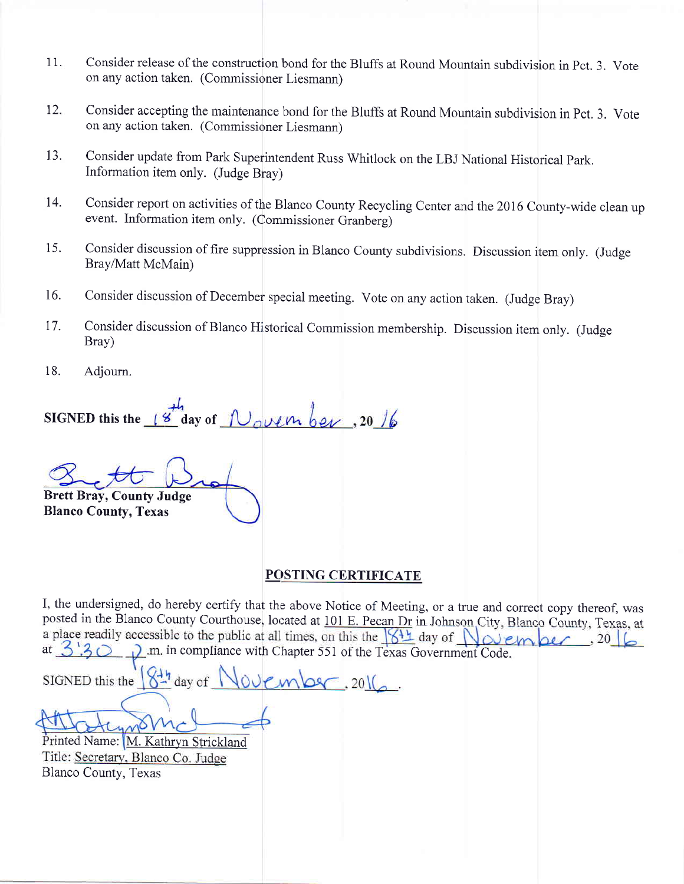11. Consider release of the construction bond for the Bluffs at Round Mountain subdivision in Pct. 3. Vote on any action taken. (Commissioner Liesmann)

12. Consider accepting the maintenance bond for the Bluffs at Round Mountain subdivision in Pct. 3. Vote on any action taken. (Commissioner Liesmann)

13. Consider update from Park Superintendent Russ Whitlock on the LBJ National Historical Park. Information item only. (Judge Bray)

14. Consider report on activities of the Blanco County Recycling Center and the 2016 County-wide clean up event. Information item only. (Commissioner Granberg)

15. Consider discussion of fire suppression in Blanco County subdivisions. Discussion item only. (Judge Bray/Matt McMain)

16. Consider discussion of December special meeting. Vote on any action taken. (Judge Bray)

17. Consider discussion of Blanco Historical Commission membership. Discussion item only. (Judge Bray)

18. Adjourn.

**SIGNED this the** 18th **day of** November **, 20**16

Brett Bray

**Brett Bray, County Judge**
**Blanco County, Texas**

## POSTING CERTIFICATE

I, the undersigned, do hereby certify that the above Notice of Meeting, or a true and correct copy thereof, was posted in the Blanco County Courthouse, located at 101 E. Pecan Dr in Johnson City, Blanco County, Texas, at a place readily accessible to the public at all times, on this the 18th day of November, 2016 at 3:30 p.m. in compliance with Chapter 551 of the Texas Government Code.

SIGNED this the 18th day of November, 2016.

M. Kathryn Strickland

Printed Name: M. Kathryn Strickland
Title: Secretary, Blanco Co. Judge
Blanco County, Texas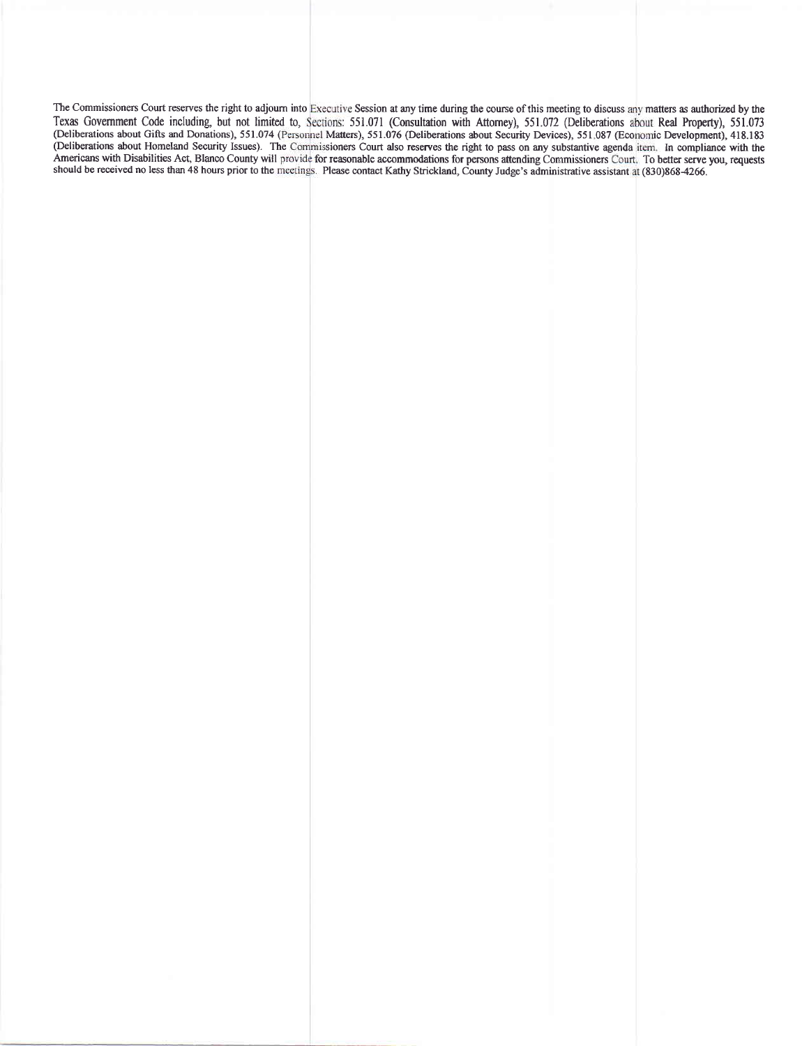The Commissioners Court reserves the right to adjourn into Executive Session at any time during the course of this meeting to discuss any matters as authorized by the Texas Government Code including, but not limited to, Sections: 551.071 (Consultation with Attorney), 551.072 (Deliberations about Real Property), 551.073 (Deliberations about Gifts and Donations), 551.074 (Personnel Matters), 551.076 (Deliberations about Security Devices), 551.087 (Economic Development), 418.183 (Deliberations about Homeland Security Issues). The Commissioners Court also reserves the right to pass on any substantive agenda item. In compliance with the Americans with Disabilities Act, Blanco County will provide for reasonable accommodations for persons attending Commissioners Court. To better serve you, requests should be received no less than 48 hours prior to the meetings. Please contact Kathy Strickland, County Judge's administrative assistant at (830)868-4266.